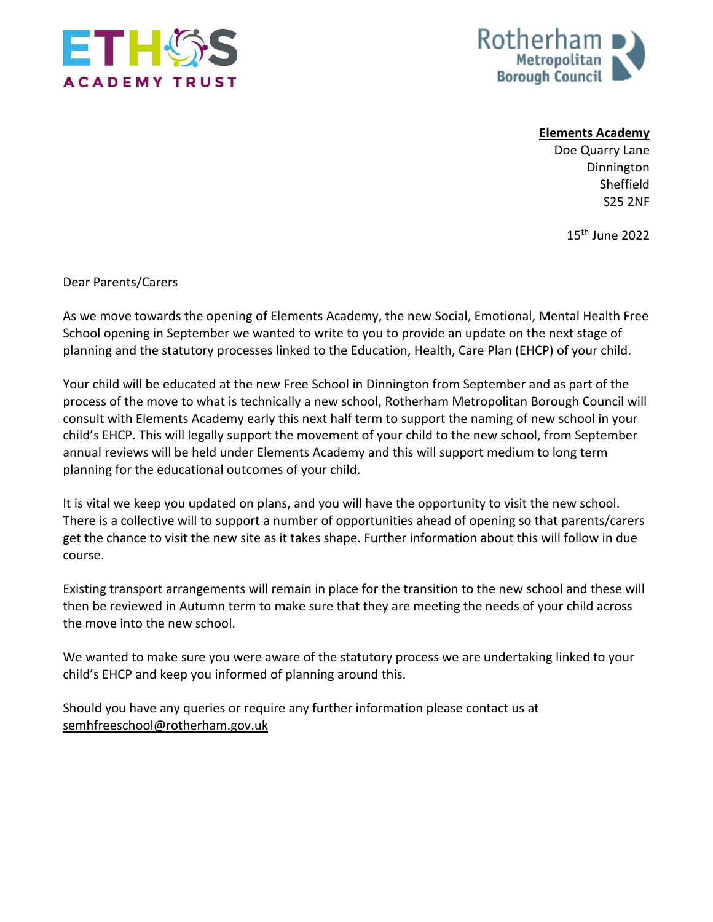**Elements Academy**
Doe Quarry Lane
Dinnington
Sheffield
S25 2NF

15th June 2022

Dear Parents/Carers

As we move towards the opening of Elements Academy, the new Social, Emotional, Mental Health Free School opening in September we wanted to write to you to provide an update on the next stage of planning and the statutory processes linked to the Education, Health, Care Plan (EHCP) of your child.

Your child will be educated at the new Free School in Dinnington from September and as part of the process of the move to what is technically a new school, Rotherham Metropolitan Borough Council will consult with Elements Academy early this next half term to support the naming of new school in your child's EHCP. This will legally support the movement of your child to the new school, from September annual reviews will be held under Elements Academy and this will support medium to long term planning for the educational outcomes of your child.

It is vital we keep you updated on plans, and you will have the opportunity to visit the new school. There is a collective will to support a number of opportunities ahead of opening so that parents/carers get the chance to visit the new site as it takes shape. Further information about this will follow in due course.

Existing transport arrangements will remain in place for the transition to the new school and these will then be reviewed in Autumn term to make sure that they are meeting the needs of your child across the move into the new school.

We wanted to make sure you were aware of the statutory process we are undertaking linked to your child's EHCP and keep you informed of planning around this.

Should you have any queries or require any further information please contact us at semhfreeschool@rotherham.gov.uk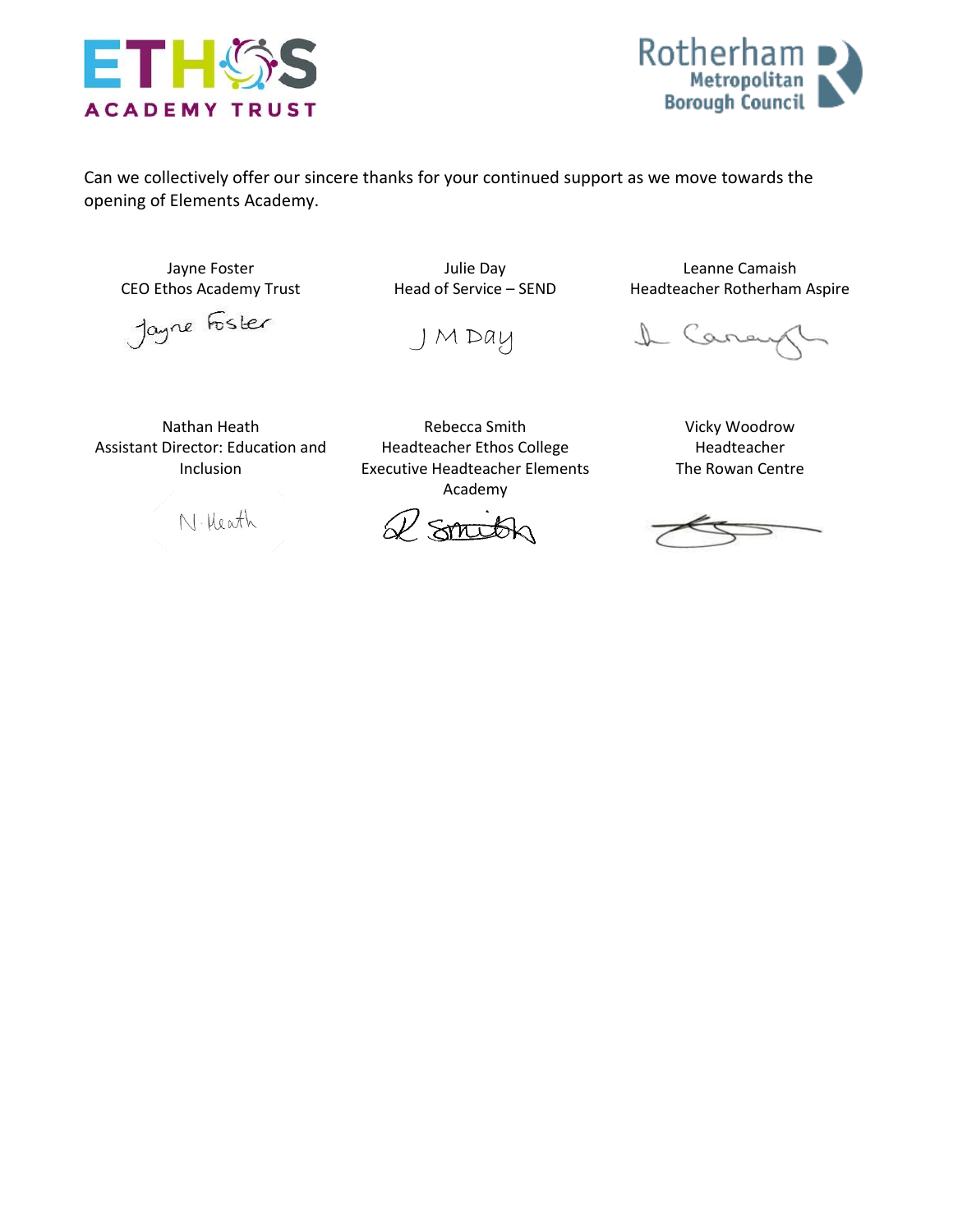Can we collectively offer our sincere thanks for your continued support as we move towards the opening of Elements Academy.

Jayne Foster
CEO Ethos Academy Trust

Julie Day
Head of Service – SEND

Leanne Camaish
Headteacher Rotherham Aspire

Nathan Heath
Assistant Director: Education and Inclusion

Rebecca Smith
Headteacher Ethos College
Executive Headteacher Elements Academy

Vicky Woodrow
Headteacher
The Rowan Centre